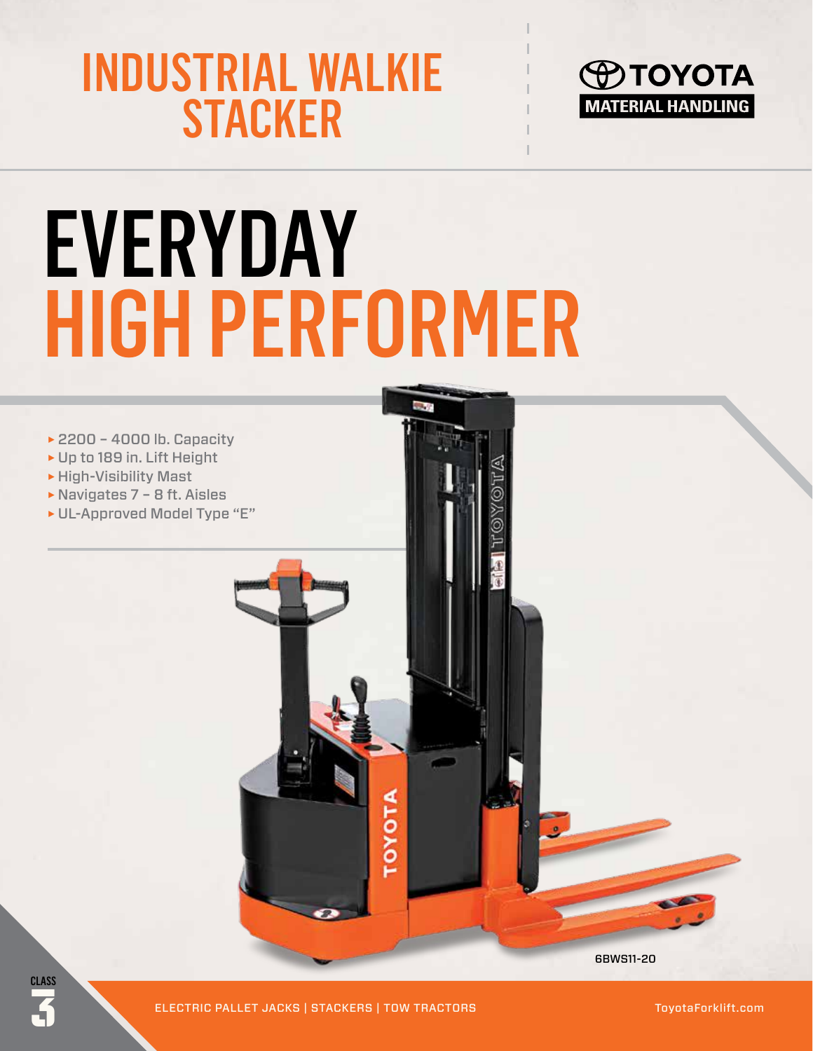# INDUSTRIAL WALKIE STACKER

TOYOTA MATERIAL HANDLING

# EVERYDAY HIGH PERFORMER

- 2200 – 4000 lb. Capacity
- Up to 189 in. Lift Height
- High-Visibility Mast
- Navigates 7 – 8 ft. Aisles
- UL-Approved Model Type "E"

6BWS11-20

CLASS 3

ELECTRIC PALLET JACKS | STACKERS | TOW TRACTORS

ToyotaForklift.com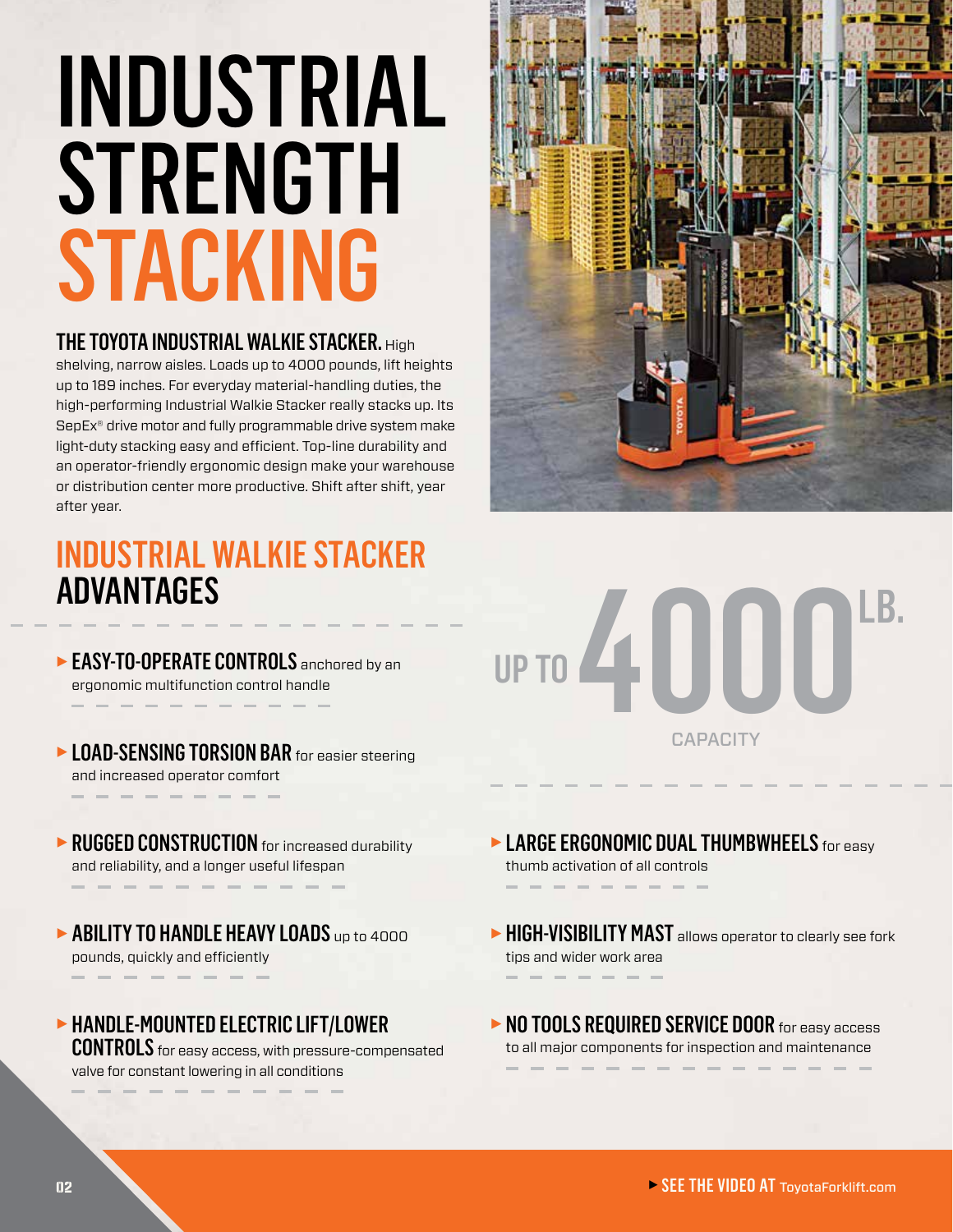# INDUSTRIAL STRENGTH STACKING

**THE TOYOTA INDUSTRIAL WALKIE STACKER.** High shelving, narrow aisles. Loads up to 4000 pounds, lift heights up to 189 inches. For everyday material-handling duties, the high-performing Industrial Walkie Stacker really stacks up. Its SepEx® drive motor and fully programmable drive system make light-duty stacking easy and efficient. Top-line durability and an operator-friendly ergonomic design make your warehouse or distribution center more productive. Shift after shift, year after year.

## INDUSTRIAL WALKIE STACKER ADVANTAGES

UP TO 4000 LB. CAPACITY

- **EASY-TO-OPERATE CONTROLS** anchored by an ergonomic multifunction control handle
- **LOAD-SENSING TORSION BAR** for easier steering and increased operator comfort
- **RUGGED CONSTRUCTION** for increased durability and reliability, and a longer useful lifespan
- **ABILITY TO HANDLE HEAVY LOADS** up to 4000 pounds, quickly and efficiently
- **HANDLE-MOUNTED ELECTRIC LIFT/LOWER CONTROLS** for easy access, with pressure-compensated valve for constant lowering in all conditions
- **LARGE ERGONOMIC DUAL THUMBWHEELS** for easy thumb activation of all controls
- **HIGH-VISIBILITY MAST** allows operator to clearly see fork tips and wider work area
- **NO TOOLS REQUIRED SERVICE DOOR** for easy access to all major components for inspection and maintenance

▸ **SEE THE VIDEO AT** ToyotaForklift.com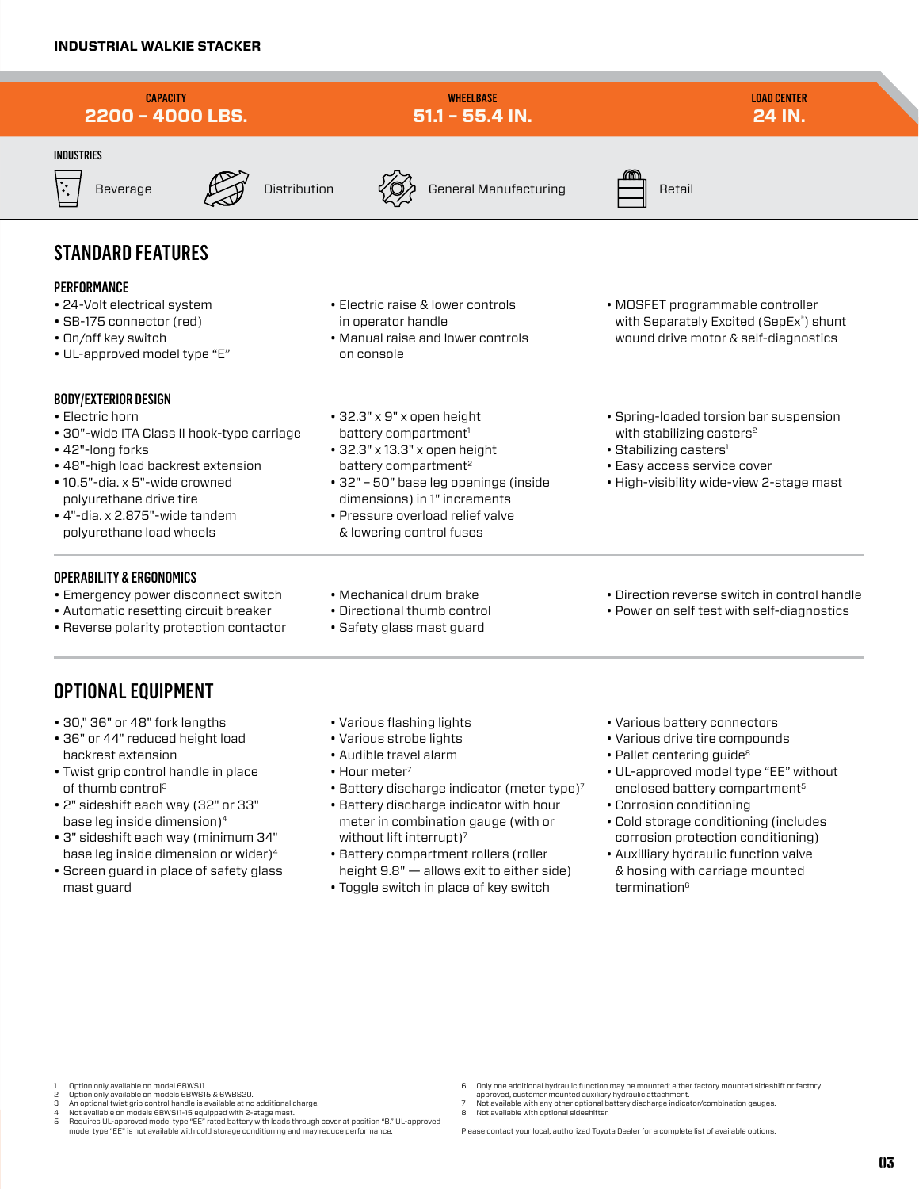# INDUSTRIAL WALKIE STACKER

| CAPACITY | WHEELBASE | LOAD CENTER |
| --- | --- | --- |
| 2200 – 4000 LBS. | 51.1 – 55.4 IN. | 24 IN. |

**INDUSTRIES**

Beverage · Distribution · General Manufacturing · Retail

## STANDARD FEATURES

### PERFORMANCE

- 24-Volt electrical system
- SB-175 connector (red)
- On/off key switch
- UL-approved model type "E"
- Electric raise & lower controls in operator handle
- Manual raise and lower controls on console
- MOSFET programmable controller with Separately Excited (SepEx®) shunt wound drive motor & self-diagnostics

### BODY/EXTERIOR DESIGN

- Electric horn
- 30"-wide ITA Class II hook-type carriage
- 42"-long forks
- 48"-high load backrest extension
- 10.5"-dia. x 5"-wide crowned polyurethane drive tire
- 4"-dia. x 2.875"-wide tandem polyurethane load wheels
- 32.3" x 9" x open height battery compartment[1]
- 32.3" x 13.3" x open height battery compartment[2]
- 32" – 50" base leg openings (inside dimensions) in 1" increments
- Pressure overload relief valve & lowering control fuses
- Spring-loaded torsion bar suspension with stabilizing casters[2]
- Stabilizing casters[1]
- Easy access service cover
- High-visibility wide-view 2-stage mast

### OPERABILITY & ERGONOMICS

- Emergency power disconnect switch
- Automatic resetting circuit breaker
- Reverse polarity protection contactor
- Mechanical drum brake
- Directional thumb control
- Safety glass mast guard
- Direction reverse switch in control handle
- Power on self test with self-diagnostics

## OPTIONAL EQUIPMENT

- 30," 36" or 48" fork lengths
- 36" or 44" reduced height load backrest extension
- Twist grip control handle in place of thumb control[3]
- 2" sideshift each way (32" or 33" base leg inside dimension)[4]
- 3" sideshift each way (minimum 34" base leg inside dimension or wider)[4]
- Screen guard in place of safety glass mast guard
- Various flashing lights
- Various strobe lights
- Audible travel alarm
- Hour meter[7]
- Battery discharge indicator (meter type)[7]
- Battery discharge indicator with hour meter in combination gauge (with or without lift interrupt)[7]
- Battery compartment rollers (roller height 9.8" — allows exit to either side)
- Toggle switch in place of key switch
- Various battery connectors
- Various drive tire compounds
- Pallet centering guide[8]
- UL-approved model type "EE" without enclosed battery compartment[5]
- Corrosion conditioning
- Cold storage conditioning (includes corrosion protection conditioning)
- Auxilliary hydraulic function valve & hosing with carriage mounted termination[6]

1 Option only available on model 6BWS11.
2 Option only available on models 6BWS15 & 6WBS20.
3 An optional twist grip control handle is available at no additional charge.
4 Not available on models 6BWS11-15 equipped with 2-stage mast.
5 Requires UL-approved model type "EE" rated battery with leads through cover at position "B." UL-approved model type "EE" is not available with cold storage conditioning and may reduce performance.
6 Only one additional hydraulic function may be mounted: either factory mounted sideshift or factory approved, customer mounted auxiliary hydraulic attachment.
7 Not available with any other optional battery discharge indicator/combination gauges.
8 Not available with optional sideshifter.

Please contact your local, authorized Toyota Dealer for a complete list of available options.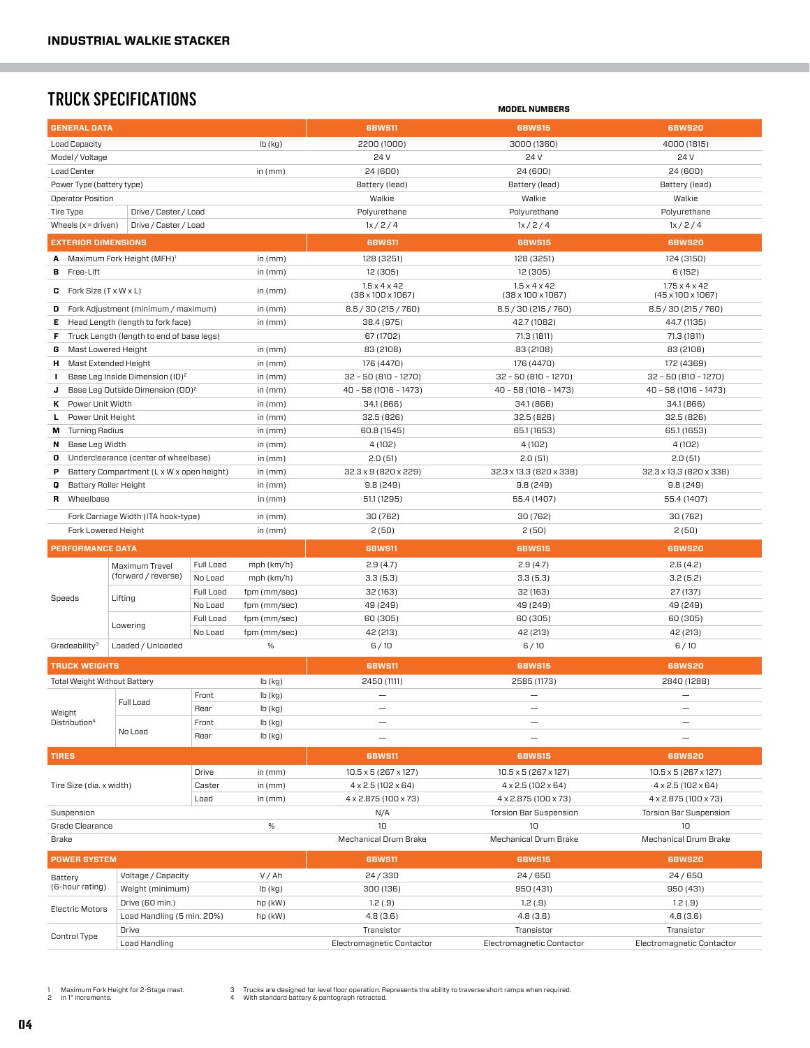# INDUSTRIAL WALKIE STACKER

## TRUCK SPECIFICATIONS

**MODEL NUMBERS**

| GENERAL DATA | | | 6BWS11 | 6BWS15 | 6BWS20 |
|---|---|---|---|---|---|
| Load Capacity | | lb (kg) | 2200 (1000) | 3000 (1360) | 4000 (1815) |
| Model / Voltage | | | 24 V | 24 V | 24 V |
| Load Center | | in (mm) | 24 (600) | 24 (600) | 24 (600) |
| Power Type (battery type) | | | Battery (lead) | Battery (lead) | Battery (lead) |
| Operator Position | | | Walkie | Walkie | Walkie |
| Tire Type | Drive / Caster / Load | | Polyurethane | Polyurethane | Polyurethane |
| Wheels (x = driven) | Drive / Caster / Load | | 1x / 2 / 4 | 1x / 2 / 4 | 1x / 2 / 4 |

| EXTERIOR DIMENSIONS | | | 6BWS11 | 6BWS15 | 6BWS20 |
|---|---|---|---|---|---|
| A | Maximum Fork Height (MFH)[1] | in (mm) | 128 (3251) | 128 (3251) | 124 (3150) |
| B | Free-Lift | in (mm) | 12 (305) | 12 (305) | 6 (152) |
| C | Fork Size (T x W x L) | in (mm) | 1.5 x 4 x 42 (38 x 100 x 1067) | 1.5 x 4 x 42 (38 x 100 x 1067) | 1.75 x 4 x 42 (45 x 100 x 1067) |
| D | Fork Adjustment (minimum / maximum) | in (mm) | 8.5 / 30 (215 / 760) | 8.5 / 30 (215 / 760) | 8.5 / 30 (215 / 760) |
| E | Head Length (length to fork face) | in (mm) | 38.4 (975) | 42.7 (1082) | 44.7 (1135) |
| F | Truck Length (length to end of base legs) | | 67 (1702) | 71.3 (1811) | 71.3 (1811) |
| G | Mast Lowered Height | in (mm) | 83 (2108) | 83 (2108) | 83 (2108) |
| H | Mast Extended Height | in (mm) | 176 (4470) | 176 (4470) | 172 (4369) |
| I | Base Leg Inside Dimension (ID)[2] | in (mm) | 32 – 50 (810 – 1270) | 32 – 50 (810 – 1270) | 32 – 50 (810 – 1270) |
| J | Base Leg Outside Dimension (OD)[2] | in (mm) | 40 – 58 (1016 – 1473) | 40 – 58 (1016 – 1473) | 40 – 58 (1016 – 1473) |
| K | Power Unit Width | in (mm) | 34.1 (866) | 34.1 (866) | 34.1 (866) |
| L | Power Unit Height | in (mm) | 32.5 (826) | 32.5 (826) | 32.5 (826) |
| M | Turning Radius | in (mm) | 60.8 (1545) | 65.1 (1653) | 65.1 (1653) |
| N | Base Leg Width | in (mm) | 4 (102) | 4 (102) | 4 (102) |
| O | Underclearance (center of wheelbase) | in (mm) | 2.0 (51) | 2.0 (51) | 2.0 (51) |
| P | Battery Compartment (L x W x open height) | in (mm) | 32.3 x 9 (820 x 229) | 32.3 x 13.3 (820 x 338) | 32.3 x 13.3 (820 x 338) |
| Q | Battery Roller Height | in (mm) | 9.8 (249) | 9.8 (249) | 9.8 (249) |
| R | Wheelbase | in (mm) | 51.1 (1295) | 55.4 (1407) | 55.4 (1407) |
| | Fork Carriage Width (ITA hook-type) | in (mm) | 30 (762) | 30 (762) | 30 (762) |
| | Fork Lowered Height | in (mm) | 2 (50) | 2 (50) | 2 (50) |

| PERFORMANCE DATA | | | | 6BWS11 | 6BWS15 | 6BWS20 |
|---|---|---|---|---|---|---|
| Speeds | Maximum Travel (forward / reverse) | Full Load | mph (km/h) | 2.9 (4.7) | 2.9 (4.7) | 2.6 (4.2) |
| | | No Load | mph (km/h) | 3.3 (5.3) | 3.3 (5.3) | 3.2 (5.2) |
| | Lifting | Full Load | fpm (mm/sec) | 32 (163) | 32 (163) | 27 (137) |
| | | No Load | fpm (mm/sec) | 49 (249) | 49 (249) | 49 (249) |
| | Lowering | Full Load | fpm (mm/sec) | 60 (305) | 60 (305) | 60 (305) |
| | | No Load | fpm (mm/sec) | 42 (213) | 42 (213) | 42 (213) |
| Gradeability[3] | Loaded / Unloaded | | % | 6 / 10 | 6 / 10 | 6 / 10 |

| TRUCK WEIGHTS | | | | 6BWS11 | 6BWS15 | 6BWS20 |
|---|---|---|---|---|---|---|
| Total Weight Without Battery | | | lb (kg) | 2450 (1111) | 2585 (1173) | 2840 (1288) |
| Weight Distribution[4] | Full Load | Front | lb (kg) | — | — | — |
| | | Rear | lb (kg) | — | — | — |
| | No Load | Front | lb (kg) | — | — | — |
| | | Rear | lb (kg) | — | — | — |

| TIRES | | | 6BWS11 | 6BWS15 | 6BWS20 |
|---|---|---|---|---|---|
| Tire Size (dia. x width) | Drive | in (mm) | 10.5 x 5 (267 x 127) | 10.5 x 5 (267 x 127) | 10.5 x 5 (267 x 127) |
| | Caster | in (mm) | 4 x 2.5 (102 x 64) | 4 x 2.5 (102 x 64) | 4 x 2.5 (102 x 64) |
| | Load | in (mm) | 4 x 2.875 (100 x 73) | 4 x 2.875 (100 x 73) | 4 x 2.875 (100 x 73) |
| Suspension | | | N/A | Torsion Bar Suspension | Torsion Bar Suspension |
| Grade Clearance | | % | 10 | 10 | 10 |
| Brake | | | Mechanical Drum Brake | Mechanical Drum Brake | Mechanical Drum Brake |

| POWER SYSTEM | | | 6BWS11 | 6BWS15 | 6BWS20 |
|---|---|---|---|---|---|
| Battery (6-hour rating) | Voltage / Capacity | V / Ah | 24 / 330 | 24 / 650 | 24 / 650 |
| | Weight (minimum) | lb (kg) | 300 (136) | 950 (431) | 950 (431) |
| Electric Motors | Drive (60 min.) | hp (kW) | 1.2 (.9) | 1.2 (.9) | 1.2 (.9) |
| | Load Handling (5 min. 20%) | hp (kW) | 4.8 (3.6) | 4.8 (3.6) | 4.8 (3.6) |
| Control Type | Drive | | Transistor | Transistor | Transistor |
| | Load Handling | | Electromagnetic Contactor | Electromagnetic Contactor | Electromagnetic Contactor |

1 Maximum Fork Height for 2-Stage mast.
2 In 1" increments.
3 Trucks are designed for level floor operation. Represents the ability to traverse short ramps when required.
4 With standard battery & pantograph retracted.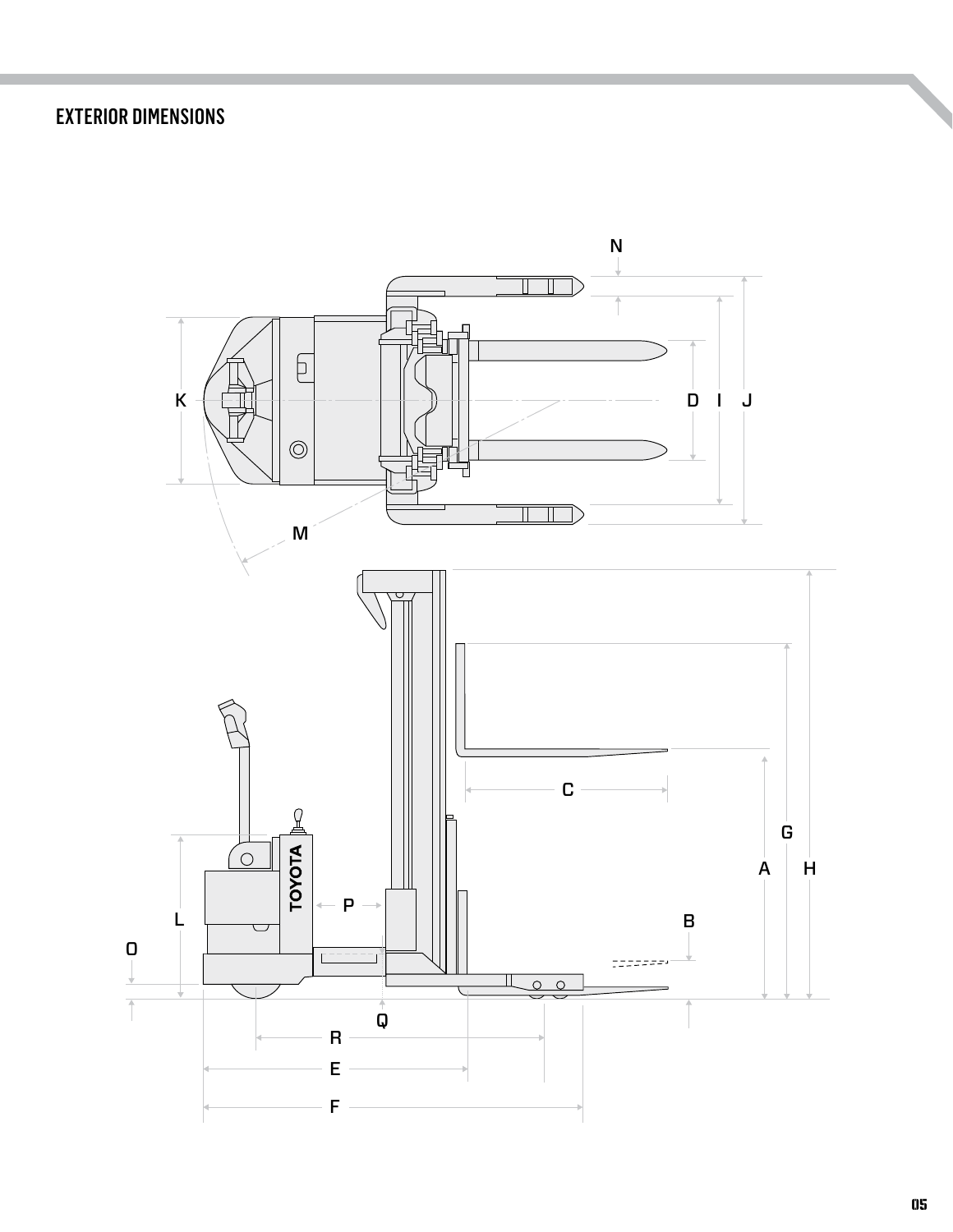# EXTERIOR DIMENSIONS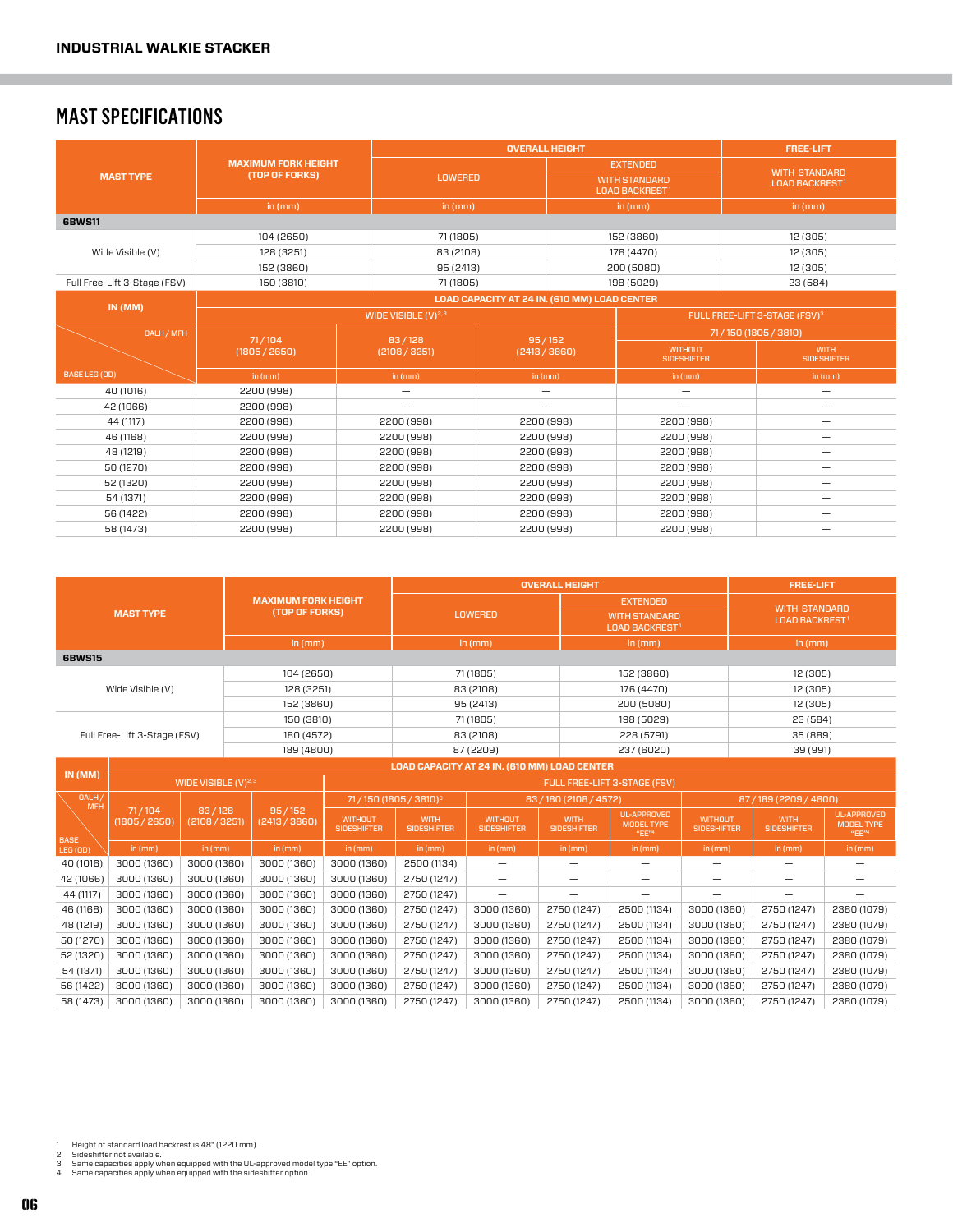## INDUSTRIAL WALKIE STACKER

# MAST SPECIFICATIONS

| MAST TYPE | MAXIMUM FORK HEIGHT (TOP OF FORKS) | OVERALL HEIGHT | | FREE-LIFT |
|---|---|---|---|---|
| | | LOWERED | EXTENDED WITH STANDARD LOAD BACKREST[1] | WITH STANDARD LOAD BACKREST[1] |
| | in (mm) | in (mm) | in (mm) | in (mm) |
| **6BWS11** | | | | |
| Wide Visible (V) | 104 (2650) | 71 (1805) | 152 (3860) | 12 (305) |
| | 128 (3251) | 83 (2108) | 176 (4470) | 12 (305) |
| | 152 (3860) | 95 (2413) | 200 (5080) | 12 (305) |
| Full Free-Lift 3-Stage (FSV) | 150 (3810) | 71 (1805) | 198 (5029) | 23 (584) |

| IN (MM) | LOAD CAPACITY AT 24 IN. (610 MM) LOAD CENTER | | | | |
|---|---|---|---|---|---|
| | WIDE VISIBLE (V)[2,3] | | | FULL FREE-LIFT 3-STAGE (FSV)[3] | |
| OALH / MFH | 71 / 104 (1805 / 2650) | 83 / 128 (2108 / 3251) | 95 / 152 (2413 / 3860) | 71 / 150 (1805 / 3810) | |
| | | | | WITHOUT SIDESHIFTER | WITH SIDESHIFTER |
| BASE LEG (OD) | in (mm) | in (mm) | in (mm) | in (mm) | in (mm) |
| 40 (1016) | 2200 (998) | — | — | — | — |
| 42 (1066) | 2200 (998) | — | — | — | — |
| 44 (1117) | 2200 (998) | 2200 (998) | 2200 (998) | 2200 (998) | — |
| 46 (1168) | 2200 (998) | 2200 (998) | 2200 (998) | 2200 (998) | — |
| 48 (1219) | 2200 (998) | 2200 (998) | 2200 (998) | 2200 (998) | — |
| 50 (1270) | 2200 (998) | 2200 (998) | 2200 (998) | 2200 (998) | — |
| 52 (1320) | 2200 (998) | 2200 (998) | 2200 (998) | 2200 (998) | — |
| 54 (1371) | 2200 (998) | 2200 (998) | 2200 (998) | 2200 (998) | — |
| 56 (1422) | 2200 (998) | 2200 (998) | 2200 (998) | 2200 (998) | — |
| 58 (1473) | 2200 (998) | 2200 (998) | 2200 (998) | 2200 (998) | — |

| MAST TYPE | MAXIMUM FORK HEIGHT (TOP OF FORKS) | OVERALL HEIGHT | | FREE-LIFT |
|---|---|---|---|---|
| | | LOWERED | EXTENDED WITH STANDARD LOAD BACKREST[1] | WITH STANDARD LOAD BACKREST[1] |
| | in (mm) | in (mm) | in (mm) | in (mm) |
| **6BWS15** | | | | |
| Wide Visible (V) | 104 (2650) | 71 (1805) | 152 (3860) | 12 (305) |
| | 128 (3251) | 83 (2108) | 176 (4470) | 12 (305) |
| | 152 (3860) | 95 (2413) | 200 (5080) | 12 (305) |
| Full Free-Lift 3-Stage (FSV) | 150 (3810) | 71 (1805) | 198 (5029) | 23 (584) |
| | 180 (4572) | 83 (2108) | 228 (5791) | 35 (889) |
| | 189 (4800) | 87 (2209) | 237 (6020) | 39 (991) |

| IN (MM) | LOAD CAPACITY AT 24 IN. (610 MM) LOAD CENTER | | | | | | | | | | |
|---|---|---|---|---|---|---|---|---|---|---|---|
| | WIDE VISIBLE (V)[2,3] | | | FULL FREE-LIFT 3-STAGE (FSV) | | | | | | | |
| OALH / MFH | 71 / 104 (1805 / 2650) | 83 / 128 (2108 / 3251) | 95 / 152 (2413 / 3860) | 71 / 150 (1805 / 3810)[3] | | 83 / 180 (2108 / 4572) | | | 87 / 189 (2209 / 4800) | | |
| | | | | WITHOUT SIDESHIFTER | WITH SIDESHIFTER | WITHOUT SIDESHIFTER | WITH SIDESHIFTER | UL-APPROVED MODEL TYPE "EE"[4] | WITHOUT SIDESHIFTER | WITH SIDESHIFTER | UL-APPROVED MODEL TYPE "EE"[4] |
| BASE LEG (OD) | in (mm) | in (mm) | in (mm) | in (mm) | in (mm) | in (mm) | in (mm) | in (mm) | in (mm) | in (mm) | in (mm) |
| 40 (1016) | 3000 (1360) | 3000 (1360) | 3000 (1360) | 3000 (1360) | 2500 (1134) | — | — | — | — | — | — |
| 42 (1066) | 3000 (1360) | 3000 (1360) | 3000 (1360) | 3000 (1360) | 2750 (1247) | — | — | — | — | — | — |
| 44 (1117) | 3000 (1360) | 3000 (1360) | 3000 (1360) | 3000 (1360) | 2750 (1247) | — | — | — | — | — | — |
| 46 (1168) | 3000 (1360) | 3000 (1360) | 3000 (1360) | 3000 (1360) | 2750 (1247) | 3000 (1360) | 2750 (1247) | 2500 (1134) | 3000 (1360) | 2750 (1247) | 2380 (1079) |
| 48 (1219) | 3000 (1360) | 3000 (1360) | 3000 (1360) | 3000 (1360) | 2750 (1247) | 3000 (1360) | 2750 (1247) | 2500 (1134) | 3000 (1360) | 2750 (1247) | 2380 (1079) |
| 50 (1270) | 3000 (1360) | 3000 (1360) | 3000 (1360) | 3000 (1360) | 2750 (1247) | 3000 (1360) | 2750 (1247) | 2500 (1134) | 3000 (1360) | 2750 (1247) | 2380 (1079) |
| 52 (1320) | 3000 (1360) | 3000 (1360) | 3000 (1360) | 3000 (1360) | 2750 (1247) | 3000 (1360) | 2750 (1247) | 2500 (1134) | 3000 (1360) | 2750 (1247) | 2380 (1079) |
| 54 (1371) | 3000 (1360) | 3000 (1360) | 3000 (1360) | 3000 (1360) | 2750 (1247) | 3000 (1360) | 2750 (1247) | 2500 (1134) | 3000 (1360) | 2750 (1247) | 2380 (1079) |
| 56 (1422) | 3000 (1360) | 3000 (1360) | 3000 (1360) | 3000 (1360) | 2750 (1247) | 3000 (1360) | 2750 (1247) | 2500 (1134) | 3000 (1360) | 2750 (1247) | 2380 (1079) |
| 58 (1473) | 3000 (1360) | 3000 (1360) | 3000 (1360) | 3000 (1360) | 2750 (1247) | 3000 (1360) | 2750 (1247) | 2500 (1134) | 3000 (1360) | 2750 (1247) | 2380 (1079) |

1 Height of standard load backrest is 48" (1220 mm).
2 Sideshifter not available.
3 Same capacities apply when equipped with the UL-approved model type "EE" option.
4 Same capacities apply when equipped with the sideshifter option.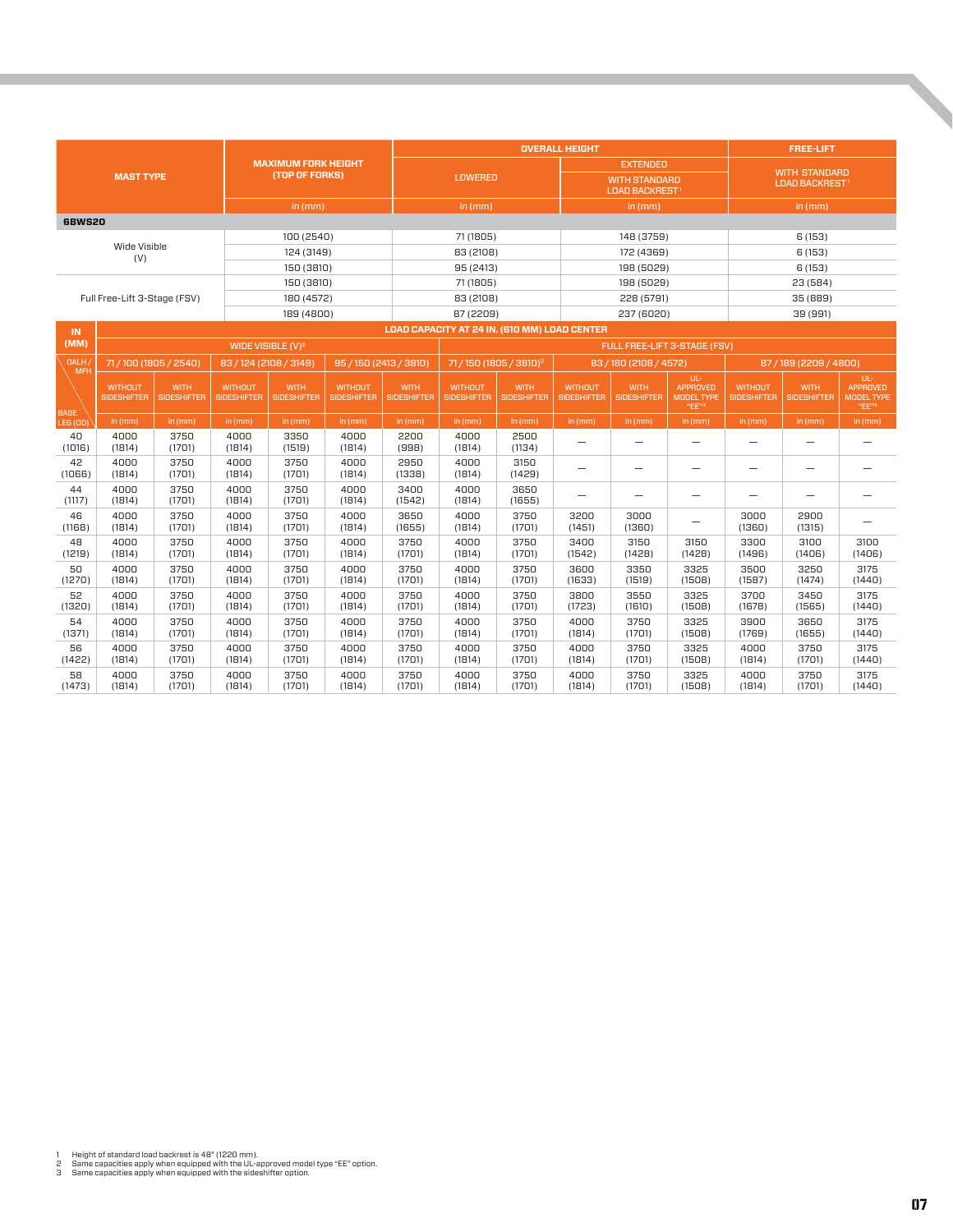| MAST TYPE | MAXIMUM FORK HEIGHT (TOP OF FORKS) | OVERALL HEIGHT | | FREE-LIFT |
|---|---|---|---|---|
| | | LOWERED | EXTENDED WITH STANDARD LOAD BACKREST[1] | WITH STANDARD LOAD BACKREST[1] |
| | in (mm) | in (mm) | in (mm) | in (mm) |
| **6BWS20** | | | | |
| Wide Visible (V) | 100 (2540) | 71 (1805) | 148 (3759) | 6 (153) |
| | 124 (3149) | 83 (2108) | 172 (4369) | 6 (153) |
| | 150 (3810) | 95 (2413) | 198 (5029) | 6 (153) |
| Full Free-Lift 3-Stage (FSV) | 150 (3810) | 71 (1805) | 198 (5029) | 23 (584) |
| | 180 (4572) | 83 (2108) | 228 (5791) | 35 (889) |
| | 189 (4800) | 87 (2209) | 237 (6020) | 39 (991) |

**LOAD CAPACITY AT 24 IN. (610 MM) LOAD CENTER**

| IN (MM) | WIDE VISIBLE (V)[2] | | | | | | FULL FREE-LIFT 3-STAGE (FSV) | | | | | | | |
|---|---|---|---|---|---|---|---|---|---|---|---|---|---|---|
| OALH / MFH | 71 / 100 (1805 / 2540) | | 83 / 124 (2108 / 3149) | | 95 / 150 (2413 / 3810) | | 71 / 150 (1805 / 3810)[2] | | 83 / 180 (2108 / 4572) | | | 87 / 189 (2209 / 4800) | | |
| BASE LEG (OD) | WITHOUT SIDESHIFTER | WITH SIDESHIFTER | WITHOUT SIDESHIFTER | WITH SIDESHIFTER | WITHOUT SIDESHIFTER | WITH SIDESHIFTER | WITHOUT SIDESHIFTER | WITH SIDESHIFTER | WITHOUT SIDESHIFTER | WITH SIDESHIFTER | UL-APPROVED MODEL TYPE "EE"[3] | WITHOUT SIDESHIFTER | WITH SIDESHIFTER | UL-APPROVED MODEL TYPE "EE"[3] |
| | in (mm) | in (mm) | in (mm) | in (mm) | in (mm) | in (mm) | in (mm) | in (mm) | in (mm) | in (mm) | in (mm) | in (mm) | in (mm) | in (mm) |
| 40 (1016) | 4000 (1814) | 3750 (1701) | 4000 (1814) | 3350 (1519) | 4000 (1814) | 2200 (998) | 4000 (1814) | 2500 (1134) | — | — | — | — | — | — |
| 42 (1066) | 4000 (1814) | 3750 (1701) | 4000 (1814) | 3750 (1701) | 4000 (1814) | 2950 (1338) | 4000 (1814) | 3150 (1429) | — | — | — | — | — | — |
| 44 (1117) | 4000 (1814) | 3750 (1701) | 4000 (1814) | 3750 (1701) | 4000 (1814) | 3400 (1542) | 4000 (1814) | 3650 (1655) | — | — | — | — | — | — |
| 46 (1168) | 4000 (1814) | 3750 (1701) | 4000 (1814) | 3750 (1701) | 4000 (1814) | 3650 (1655) | 4000 (1814) | 3750 (1701) | 3200 (1451) | 3000 (1360) | — | 3000 (1360) | 2900 (1315) | — |
| 48 (1219) | 4000 (1814) | 3750 (1701) | 4000 (1814) | 3750 (1701) | 4000 (1814) | 3750 (1701) | 4000 (1814) | 3750 (1701) | 3400 (1542) | 3150 (1428) | 3150 (1428) | 3300 (1496) | 3100 (1406) | 3100 (1406) |
| 50 (1270) | 4000 (1814) | 3750 (1701) | 4000 (1814) | 3750 (1701) | 4000 (1814) | 3750 (1701) | 4000 (1814) | 3750 (1701) | 3600 (1633) | 3350 (1519) | 3325 (1508) | 3500 (1587) | 3250 (1474) | 3175 (1440) |
| 52 (1320) | 4000 (1814) | 3750 (1701) | 4000 (1814) | 3750 (1701) | 4000 (1814) | 3750 (1701) | 4000 (1814) | 3750 (1701) | 3800 (1723) | 3550 (1610) | 3325 (1508) | 3700 (1678) | 3450 (1565) | 3175 (1440) |
| 54 (1371) | 4000 (1814) | 3750 (1701) | 4000 (1814) | 3750 (1701) | 4000 (1814) | 3750 (1701) | 4000 (1814) | 3750 (1701) | 4000 (1814) | 3750 (1701) | 3325 (1508) | 3900 (1769) | 3650 (1655) | 3175 (1440) |
| 56 (1422) | 4000 (1814) | 3750 (1701) | 4000 (1814) | 3750 (1701) | 4000 (1814) | 3750 (1701) | 4000 (1814) | 3750 (1701) | 4000 (1814) | 3750 (1701) | 3325 (1508) | 4000 (1814) | 3750 (1701) | 3175 (1440) |
| 58 (1473) | 4000 (1814) | 3750 (1701) | 4000 (1814) | 3750 (1701) | 4000 (1814) | 3750 (1701) | 4000 (1814) | 3750 (1701) | 4000 (1814) | 3750 (1701) | 3325 (1508) | 4000 (1814) | 3750 (1701) | 3175 (1440) |

1 Height of standard load backrest is 48" (1220 mm).
2 Same capacities apply when equipped with the UL-approved model type "EE" option.
3 Same capacities apply when equipped with the sideshifter option.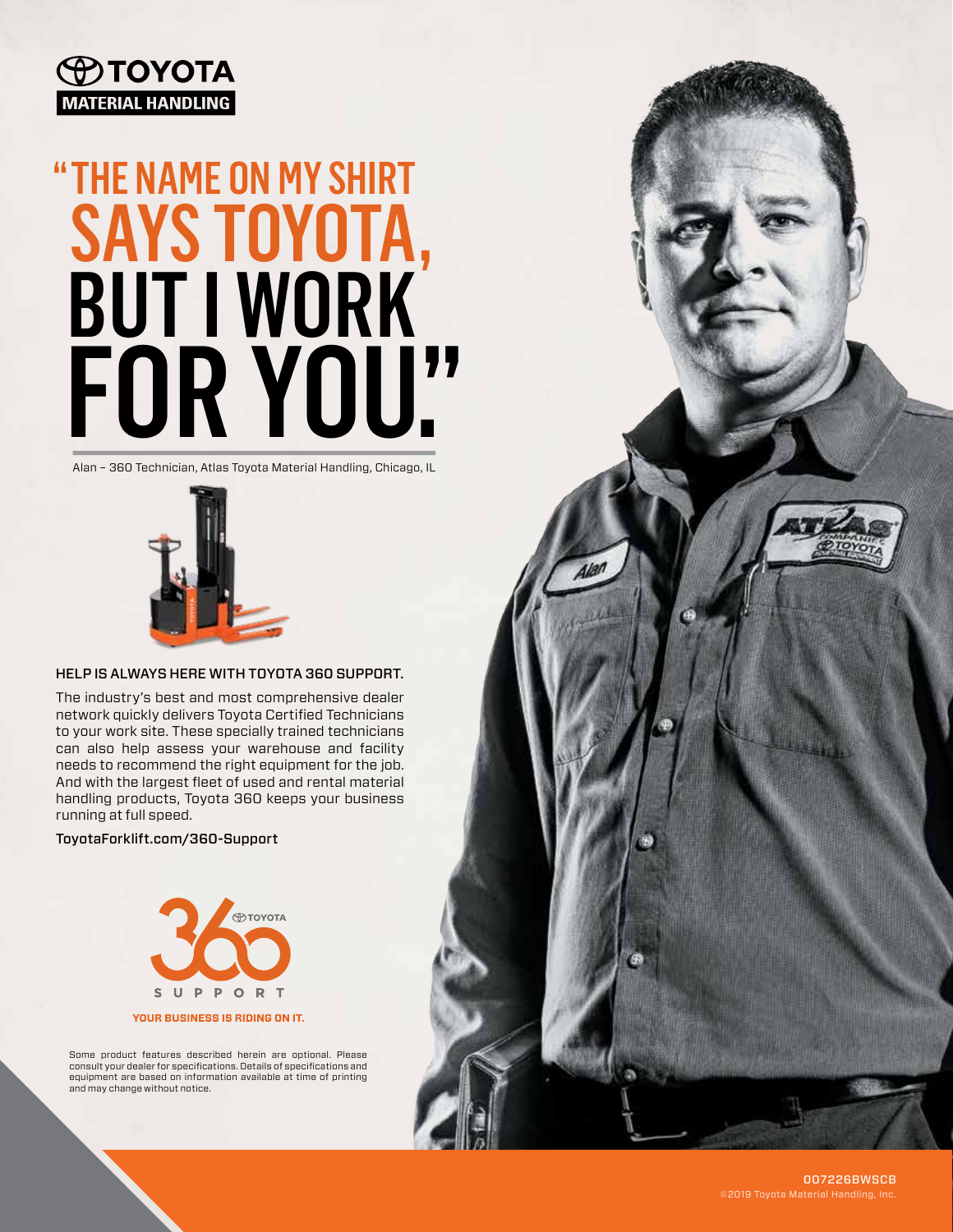TOYOTA
MATERIAL HANDLING

# "THE NAME ON MY SHIRT SAYS TOYOTA, BUT I WORK FOR YOU."

Alan – 360 Technician, Atlas Toyota Material Handling, Chicago, IL

**HELP IS ALWAYS HERE WITH TOYOTA 360 SUPPORT.**

The industry's best and most comprehensive dealer network quickly delivers Toyota Certified Technicians to your work site. These specially trained technicians can also help assess your warehouse and facility needs to recommend the right equipment for the job. And with the largest fleet of used and rental material handling products, Toyota 360 keeps your business running at full speed.

ToyotaForklift.com/360-Support

TOYOTA 360 SUPPORT

**YOUR BUSINESS IS RIDING ON IT.**

Some product features described herein are optional. Please consult your dealer for specifications. Details of specifications and equipment are based on information available at time of printing and may change without notice.

007226BWSCB
©2019 Toyota Material Handling, Inc.